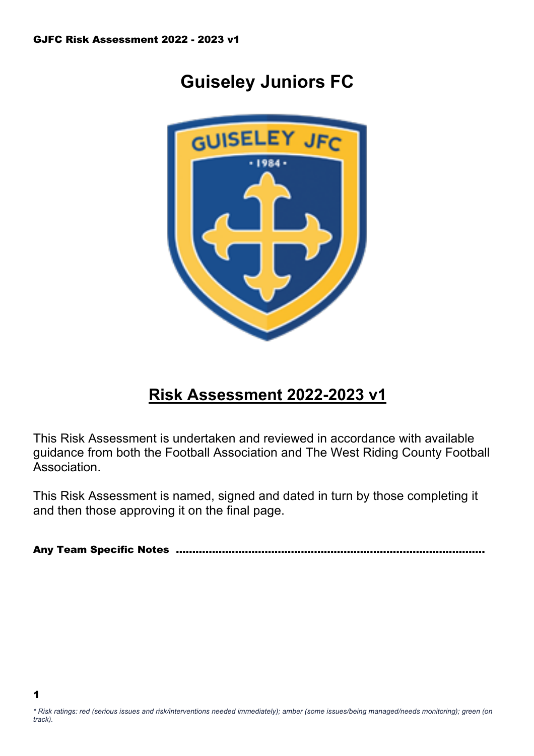# Guiseley Juniors FC

## Risk Assessment 2022-2023 v1

This Risk Assessment is undertaken and reviewed in accordance with available guidance from both the Football Association and The West Riding County Football Association.

This Risk Assessment is named, signed and dated in turn by those completing it and then those approving it on the final page.

**Any Team Specific Notes** ..............................................................................................

*\* Risk ratings: red (serious issues and risk/interventions needed immediately); amber (some issues/being managed/needs monitoring); green (on track).*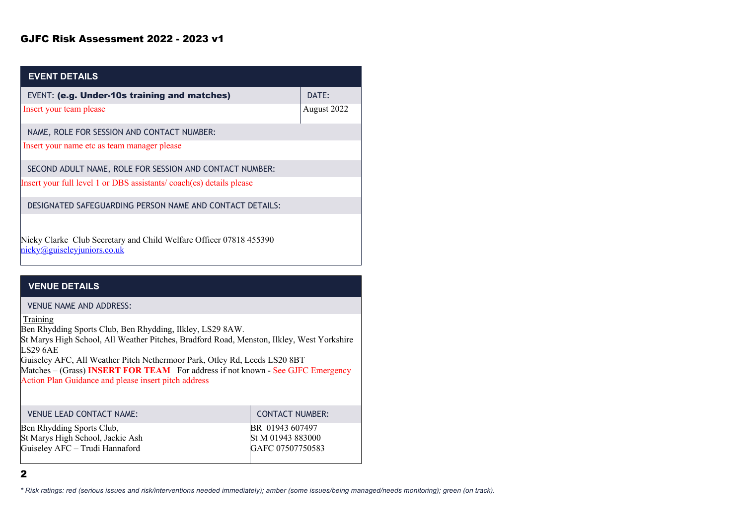## GJFC Risk Assessment 2022 - 2023 v1

| EVENT DETAILS | |
|---|---|
| EVENT: **(e.g. Under-10s training and matches)** | DATE: |
| Insert your team please | August 2022 |
| NAME, ROLE FOR SESSION AND CONTACT NUMBER: | |
| Insert your name etc as team manager please | |
| SECOND ADULT NAME, ROLE FOR SESSION AND CONTACT NUMBER: | |
| Insert your full level 1 or DBS assistants/ coach(es) details please | |
| DESIGNATED SAFEGUARDING PERSON NAME AND CONTACT DETAILS: | |
| Nicky Clarke Club Secretary and Child Welfare Officer 07818 455390 nicky@guiseleyjuniors.co.uk | |

| VENUE DETAILS | |
|---|---|
| VENUE NAME AND ADDRESS: | |
| Training<br>Ben Rhydding Sports Club, Ben Rhydding, Ilkley, LS29 8AW.<br>St Marys High School, All Weather Pitches, Bradford Road, Menston, Ilkley, West Yorkshire LS29 6AE<br>Guiseley AFC, All Weather Pitch Nethermoor Park, Otley Rd, Leeds LS20 8BT<br>Matches – (Grass) **INSERT FOR TEAM** For address if not known - See GJFC Emergency Action Plan Guidance and please insert pitch address | |
| VENUE LEAD CONTACT NAME: | CONTACT NUMBER: |
| Ben Rhydding Sports Club,<br>St Marys High School, Jackie Ash<br>Guiseley AFC – Trudi Hannaford | BR 01943 607497<br>St M 01943 883000<br>GAFC 07507750583 |

*\* Risk ratings: red (serious issues and risk/interventions needed immediately); amber (some issues/being managed/needs monitoring); green (on track).*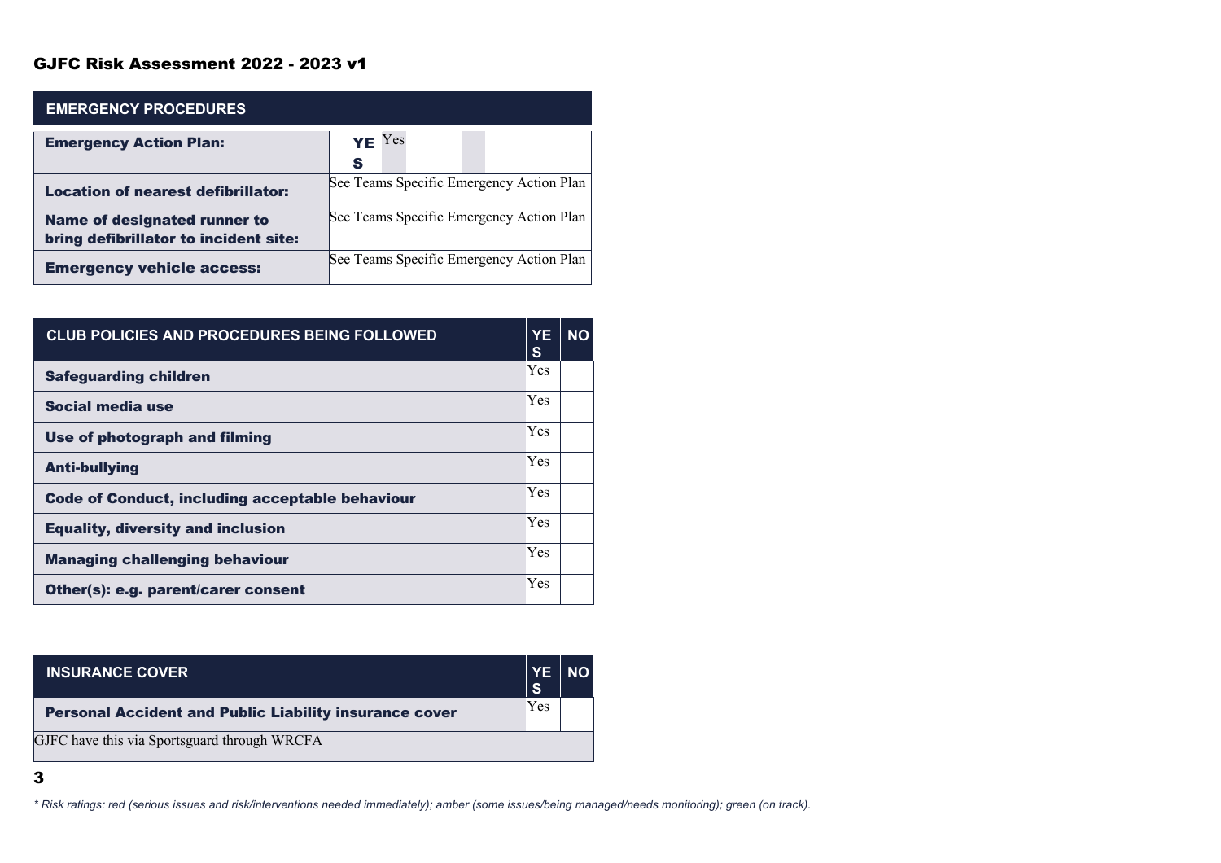# GJFC Risk Assessment 2022 - 2023 v1

| EMERGENCY PROCEDURES | |
|---|---|
| **Emergency Action Plan:** | **YES** Yes |
| **Location of nearest defibrillator:** | See Teams Specific Emergency Action Plan |
| **Name of designated runner to bring defibrillator to incident site:** | See Teams Specific Emergency Action Plan |
| **Emergency vehicle access:** | See Teams Specific Emergency Action Plan |

| CLUB POLICIES AND PROCEDURES BEING FOLLOWED | YES | NO |
|---|---|---|
| **Safeguarding children** | Yes | |
| **Social media use** | Yes | |
| **Use of photograph and filming** | Yes | |
| **Anti-bullying** | Yes | |
| **Code of Conduct, including acceptable behaviour** | Yes | |
| **Equality, diversity and inclusion** | Yes | |
| **Managing challenging behaviour** | Yes | |
| **Other(s): e.g. parent/carer consent** | Yes | |

| INSURANCE COVER | YES | NO |
|---|---|---|
| **Personal Accident and Public Liability insurance cover** | Yes | |
| GJFC have this via Sportsguard through WRCFA | | |

*\* Risk ratings: red (serious issues and risk/interventions needed immediately); amber (some issues/being managed/needs monitoring); green (on track).*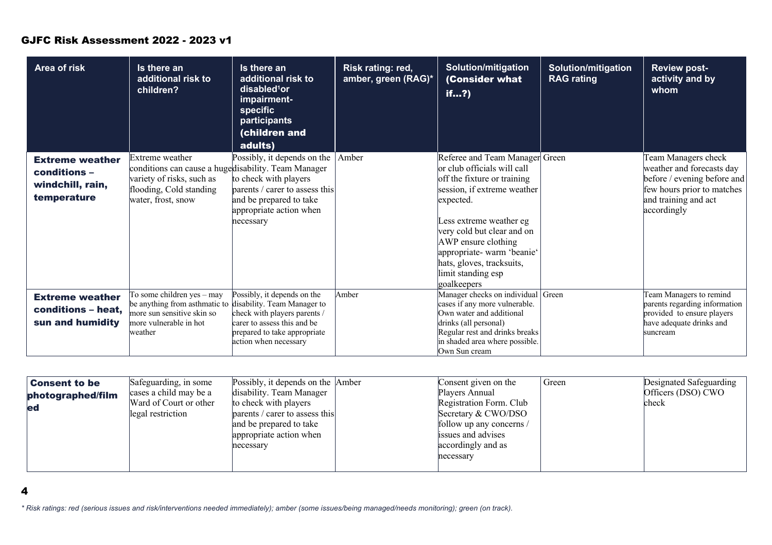## GJFC Risk Assessment 2022 - 2023 v1

| Area of risk | Is there an additional risk to children? | Is there an additional risk to disabled[1]or impairment-specific participants (children and adults) | Risk rating: red, amber, green (RAG)* | Solution/mitigation (Consider what if…?) | Solution/mitigation RAG rating | Review post-activity and by whom |
|---|---|---|---|---|---|---|
| **Extreme weather conditions – windchill, rain, temperature** | Extreme weather conditions can cause a huge variety of risks, such as flooding, Cold standing water, frost, snow | Possibly, it depends on the disability. Team Manager to check with players parents / carer to assess this and be prepared to take appropriate action when necessary | Amber | Referee and Team Manager or club officials will call off the fixture or training session, if extreme weather expected.<br><br>Less extreme weather eg very cold but clear and on AWP ensure clothing appropriate- warm 'beanie' hats, gloves, tracksuits, limit standing esp goalkeepers | Green | Team Managers check weather and forecasts day before / evening before and few hours prior to matches and training and act accordingly |
| **Extreme weather conditions – heat, sun and humidity** | To some children yes – may be anything from asthmatic to more sun sensitive skin so more vulnerable in hot weather | Possibly, it depends on the disability. Team Manager to check with players parents / carer to assess this and be prepared to take appropriate action when necessary | Amber | Manager checks on individual cases if any more vulnerable. Own water and additional drinks (all personal) Regular rest and drinks breaks in shaded area where possible. Own Sun cream | Green | Team Managers to remind parents regarding information provided to ensure players have adequate drinks and suncream |
| **Consent to be photographed/filmed** | Safeguarding, in some cases a child may be a Ward of Court or other legal restriction | Possibly, it depends on the disability. Team Manager to check with players parents / carer to assess this and be prepared to take appropriate action when necessary | Amber | Consent given on the Players Annual Registration Form. Club Secretary & CWO/DSO follow up any concerns / issues and advises accordingly and as necessary | Green | Designated Safeguarding Officers (DSO) CWO check |

*\* Risk ratings: red (serious issues and risk/interventions needed immediately); amber (some issues/being managed/needs monitoring); green (on track).*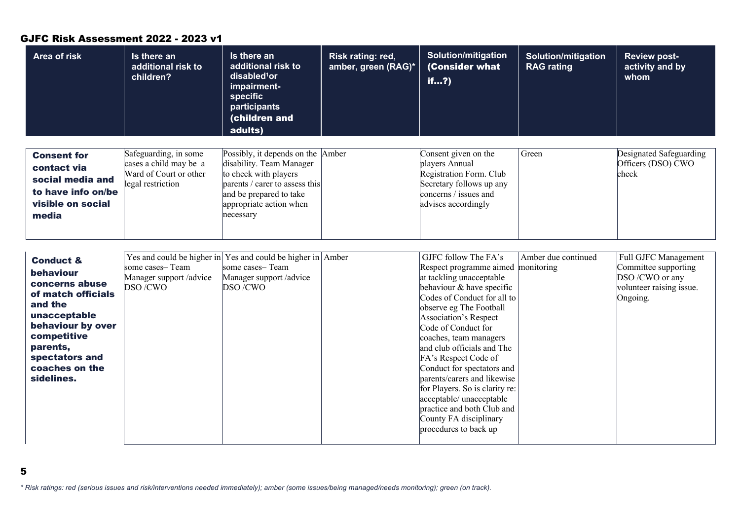## GJFC Risk Assessment 2022 - 2023 v1

| Area of risk | Is there an additional risk to children? | Is there an additional risk to disabled[1]or impairment-specific participants (children and adults) | Risk rating: red, amber, green (RAG)* | Solution/mitigation (Consider what if…?) | Solution/mitigation RAG rating | Review post-activity and by whom |
|---|---|---|---|---|---|---|
| **Consent for contact via social media and to have info on/be visible on social media** | Safeguarding, in some cases a child may be a Ward of Court or other legal restriction | Possibly, it depends on the disability. Team Manager to check with players parents / carer to assess this and be prepared to take appropriate action when necessary | Amber | Consent given on the players Annual Registration Form. Club Secretary follows up any concerns / issues and advises accordingly | Green | Designated Safeguarding Officers (DSO) CWO check |
| **Conduct & behaviour concerns abuse of match officials and the unacceptable behaviour by over competitive parents, spectators and coaches on the sidelines.** | Yes and could be higher in some cases– Team Manager support /advice DSO /CWO | Yes and could be higher in some cases– Team Manager support /advice DSO /CWO | Amber | GJFC follow The FA's Respect programme aimed at tackling unacceptable behaviour & have specific Codes of Conduct for all to observe eg The Football Association's Respect Code of Conduct for coaches, team managers and club officials and The FA's Respect Code of Conduct for spectators and parents/carers and likewise for Players. So is clarity re: acceptable/ unacceptable practice and both Club and County FA disciplinary procedures to back up | Amber due continued monitoring | Full GJFC Management Committee supporting DSO /CWO or any volunteer raising issue. Ongoing. |

*\* Risk ratings: red (serious issues and risk/interventions needed immediately); amber (some issues/being managed/needs monitoring); green (on track).*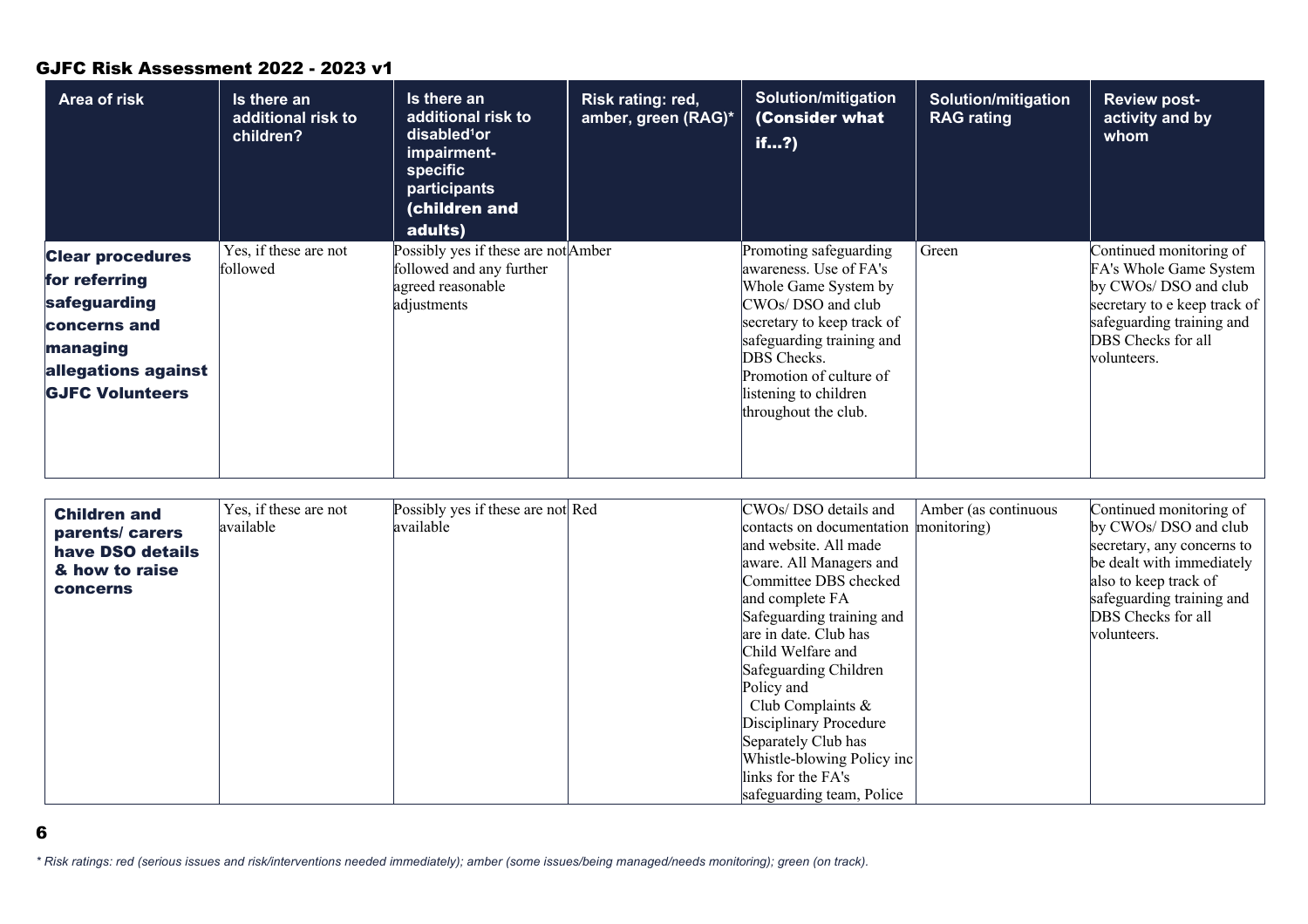## GJFC Risk Assessment 2022 - 2023 v1

| Area of risk | Is there an additional risk to children? | Is there an additional risk to disabled[1] or impairment-specific participants (children and adults) | Risk rating: red, amber, green (RAG)* | Solution/mitigation (Consider what if…?) | Solution/mitigation RAG rating | Review post-activity and by whom |
|---|---|---|---|---|---|---|
| **Clear procedures for referring safeguarding concerns and managing allegations against GJFC Volunteers** | Yes, if these are not followed | Possibly yes if these are not followed and any further agreed reasonable adjustments | Amber | Promoting safeguarding awareness. Use of FA's Whole Game System by CWOs/ DSO and club secretary to keep track of safeguarding training and DBS Checks. Promotion of culture of listening to children throughout the club. | Green | Continued monitoring of FA's Whole Game System by CWOs/ DSO and club secretary to e keep track of safeguarding training and DBS Checks for all volunteers. |
| **Children and parents/ carers have DSO details & how to raise concerns** | Yes, if these are not available | Possibly yes if these are not available | Red | CWOs/ DSO details and contacts on documentation and website. All made aware. All Managers and Committee DBS checked and complete FA Safeguarding training and are in date. Club has Child Welfare and Safeguarding Children Policy and Club Complaints & Disciplinary Procedure Separately Club has Whistle-blowing Policy inc links for the FA's safeguarding team, Police | Amber (as continuous monitoring) | Continued monitoring of by CWOs/ DSO and club secretary, any concerns to be dealt with immediately also to keep track of safeguarding training and DBS Checks for all volunteers. |

*\* Risk ratings: red (serious issues and risk/interventions needed immediately); amber (some issues/being managed/needs monitoring); green (on track).*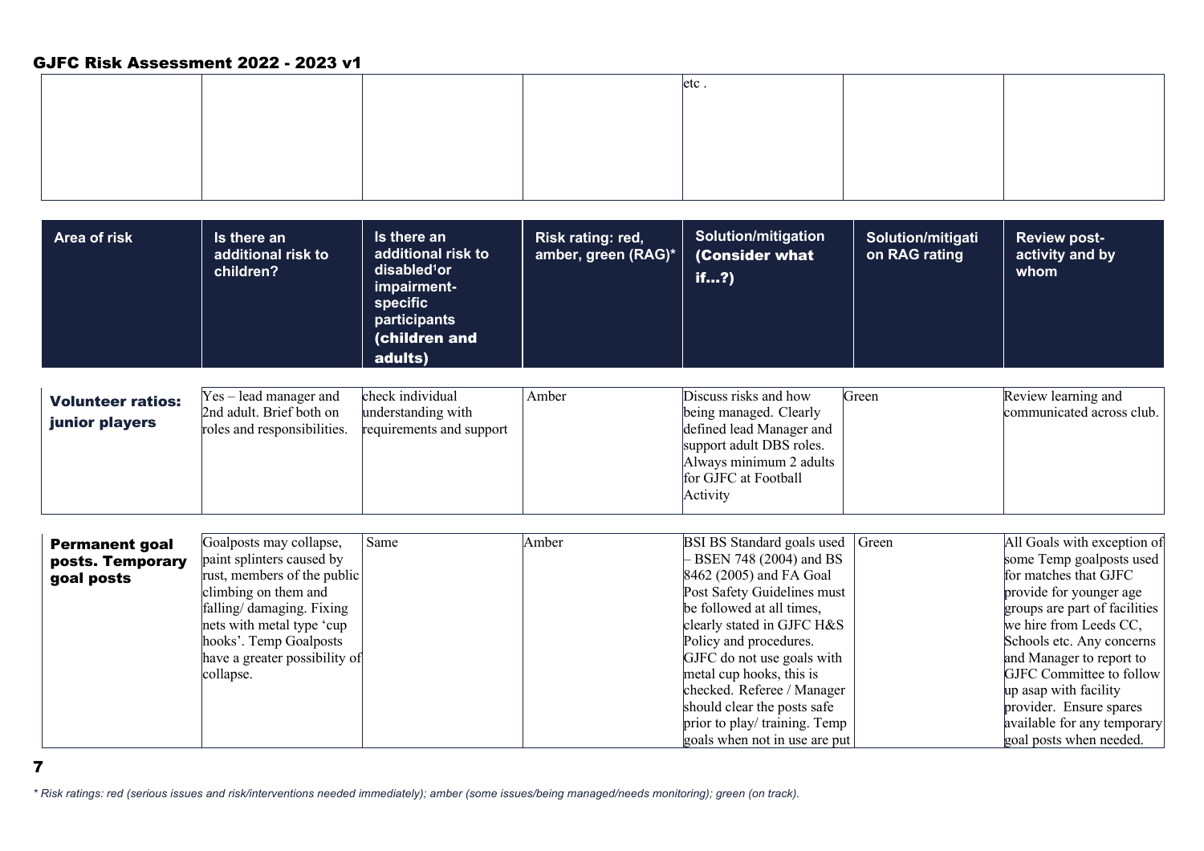## GJFC Risk Assessment 2022 - 2023 v1

| | | | | | | |
|---|---|---|---|---|---|---|
| | | | | etc . | | |

| Area of risk | Is there an additional risk to children? | Is there an additional risk to disabled[1] or impairment-specific participants (children and adults) | Risk rating: red, amber, green (RAG)* | Solution/mitigation (Consider what if…?) | Solution/mitigation RAG rating | Review post-activity and by whom |
|---|---|---|---|---|---|---|
| **Volunteer ratios: junior players** | Yes – lead manager and 2nd adult. Brief both on roles and responsibilities. | check individual understanding with requirements and support | Amber | Discuss risks and how being managed. Clearly defined lead Manager and support adult DBS roles. Always minimum 2 adults for GJFC at Football Activity | Green | Review learning and communicated across club. |
| **Permanent goal posts. Temporary goal posts** | Goalposts may collapse, paint splinters caused by rust, members of the public climbing on them and falling/ damaging. Fixing nets with metal type 'cup hooks'. Temp Goalposts have a greater possibility of collapse. | Same | Amber | BSI BS Standard goals used – BSEN 748 (2004) and BS 8462 (2005) and FA Goal Post Safety Guidelines must be followed at all times, clearly stated in GJFC H&S Policy and procedures. GJFC do not use goals with metal cup hooks, this is checked. Referee / Manager should clear the posts safe prior to play/ training. Temp goals when not in use are put | Green | All Goals with exception of some Temp goalposts used for matches that GJFC provide for younger age groups are part of facilities we hire from Leeds CC, Schools etc. Any concerns and Manager to report to GJFC Committee to follow up asap with facility provider. Ensure spares available for any temporary goal posts when needed. |

*\* Risk ratings: red (serious issues and risk/interventions needed immediately); amber (some issues/being managed/needs monitoring); green (on track).*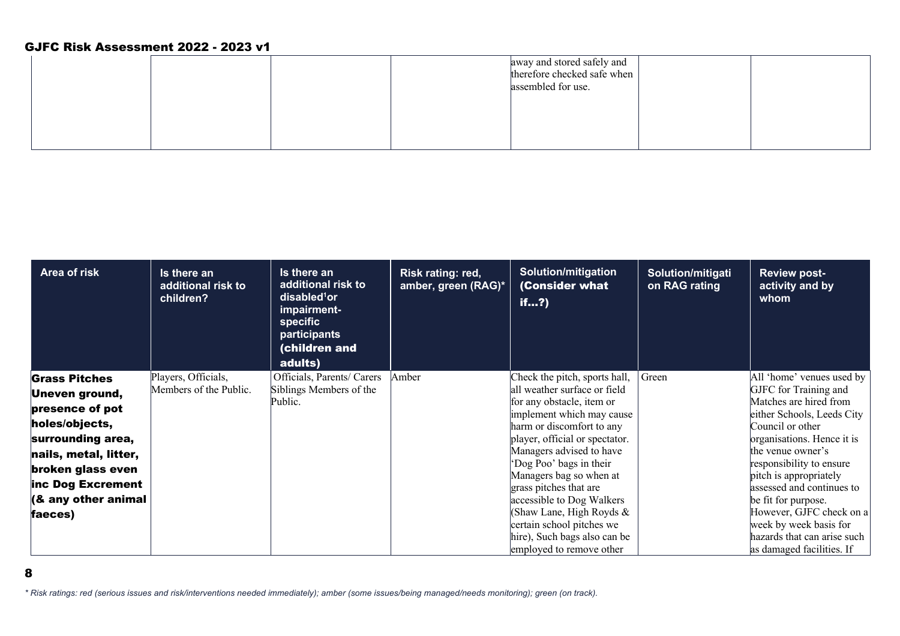| | | | | away and stored safely and therefore checked safe when assembled for use. | | |
|---|---|---|---|---|---|---|

| Area of risk | Is there an additional risk to children? | Is there an additional risk to disabled[1]or impairment-specific participants **(children and adults)** | Risk rating: red, amber, green (RAG)* | Solution/mitigation **(Consider what if…?)** | Solution/mitigation RAG rating | Review post-activity and by whom |
|---|---|---|---|---|---|---|
| **Grass Pitches Uneven ground, presence of pot holes/objects, surrounding area, nails, metal, litter, broken glass even inc Dog Excrement (& any other animal faeces)** | Players, Officials, Members of the Public. | Officials, Parents/ Carers Siblings Members of the Public. | Amber | Check the pitch, sports hall, all weather surface or field for any obstacle, item or implement which may cause harm or discomfort to any player, official or spectator. Managers advised to have 'Dog Poo' bags in their Managers bag so when at grass pitches that are accessible to Dog Walkers (Shaw Lane, High Royds & certain school pitches we hire), Such bags also can be employed to remove other | Green | All 'home' venues used by GJFC for Training and Matches are hired from either Schools, Leeds City Council or other organisations. Hence it is the venue owner's responsibility to ensure pitch is appropriately assessed and continues to be fit for purpose. However, GJFC check on a week by week basis for hazards that can arise such as damaged facilities. If |

*\* Risk ratings: red (serious issues and risk/interventions needed immediately); amber (some issues/being managed/needs monitoring); green (on track).*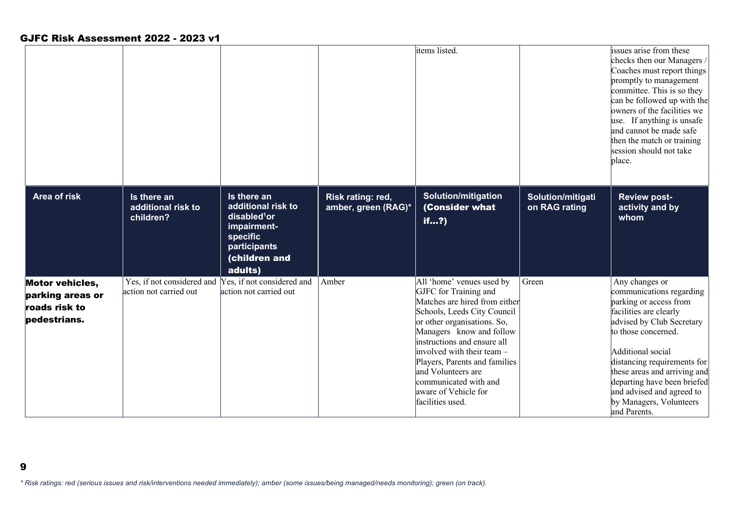| | | | | items listed. | | issues arise from these checks then our Managers / Coaches must report things promptly to management committee. This is so they can be followed up with the owners of the facilities we use. If anything is unsafe and cannot be made safe then the match or training session should not take place. |
|---|---|---|---|---|---|---|
| **Area of risk** | **Is there an additional risk to children?** | **Is there an additional risk to disabled[1] or impairment-specific participants (children and adults)** | **Risk rating: red, amber, green (RAG)*** | **Solution/mitigation (Consider what if…?)** | **Solution/mitigation on RAG rating** | **Review post-activity and by whom** |
| **Motor vehicles, parking areas or roads risk to pedestrians.** | Yes, if not considered and action not carried out | Yes, if not considered and action not carried out | Amber | All 'home' venues used by GJFC for Training and Matches are hired from either Schools, Leeds City Council or other organisations. So, Managers know and follow instructions and ensure all involved with their team – Players, Parents and families and Volunteers are communicated with and aware of Vehicle for facilities used. | Green | Any changes or communications regarding parking or access from facilities are clearly advised by Club Secretary to those concerned.<br><br>Additional social distancing requirements for these areas and arriving and departing have been briefed and advised and agreed to by Managers, Volunteers and Parents. |

*\* Risk ratings: red (serious issues and risk/interventions needed immediately); amber (some issues/being managed/needs monitoring); green (on track).*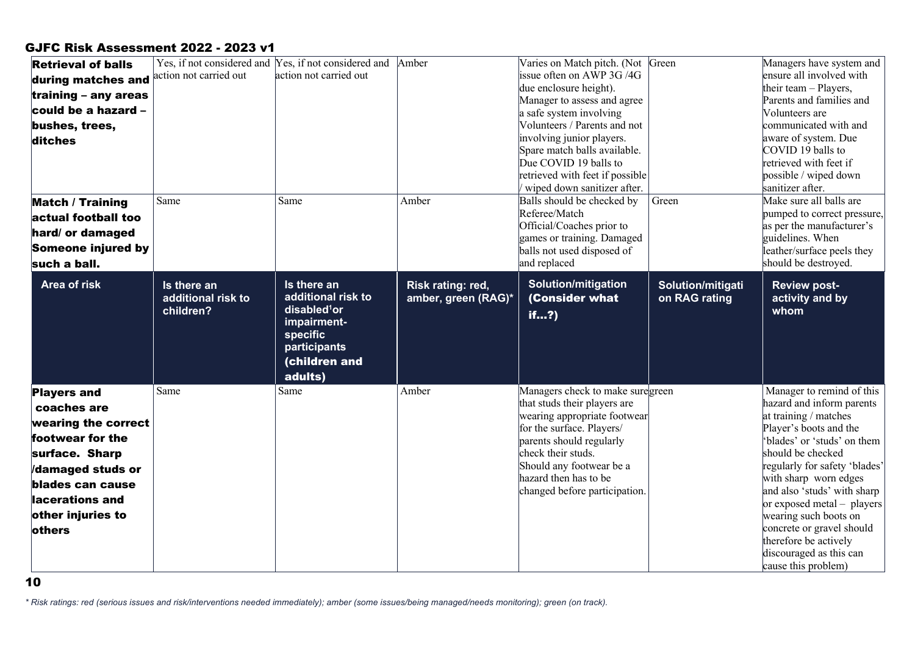## GJFC Risk Assessment 2022 - 2023 v1

| Area of risk | Is there an additional risk to children? | Is there an additional risk to disabled[1]or impairment-specific participants (children and adults) | Risk rating: red, amber, green (RAG)* | Solution/mitigation (Consider what if...?) | Solution/mitigation on RAG rating | Review post-activity and by whom |
|---|---|---|---|---|---|---|
| **Retrieval of balls during matches and training – any areas could be a hazard – bushes, trees, ditches** | Yes, if not considered and action not carried out | Yes, if not considered and action not carried out | Amber | Varies on Match pitch. (Not issue often on AWP 3G /4G due enclosure height). Manager to assess and agree a safe system involving Volunteers / Parents and not involving junior players. Spare match balls available. Due COVID 19 balls to retrieved with feet if possible / wiped down sanitizer after. | Green | Managers have system and ensure all involved with their team – Players, Parents and families and Volunteers are communicated with and aware of system. Due COVID 19 balls to retrieved with feet if possible / wiped down sanitizer after. |
| **Match / Training actual football too hard/ or damaged Someone injured by such a ball.** | Same | Same | Amber | Balls should be checked by Referee/Match Official/Coaches prior to games or training. Damaged balls not used disposed of and replaced | Green | Make sure all balls are pumped to correct pressure, as per the manufacturer's guidelines. When leather/surface peels they should be destroyed. |
| **Players and coaches are wearing the correct footwear for the surface. Sharp /damaged studs or blades can cause lacerations and other injuries to others** | Same | Same | Amber | Managers check to make sure that studs their players are wearing appropriate footwear for the surface. Players/ parents should regularly check their studs. Should any footwear be a hazard then has to be changed before participation. | green | Manager to remind of this hazard and inform parents at training / matches Player's boots and the 'blades' or 'studs' on them should be checked regularly for safety 'blades' with sharp worn edges and also 'studs' with sharp or exposed metal – players wearing such boots on concrete or gravel should therefore be actively discouraged as this can cause this problem) |

*\* Risk ratings: red (serious issues and risk/interventions needed immediately); amber (some issues/being managed/needs monitoring); green (on track).*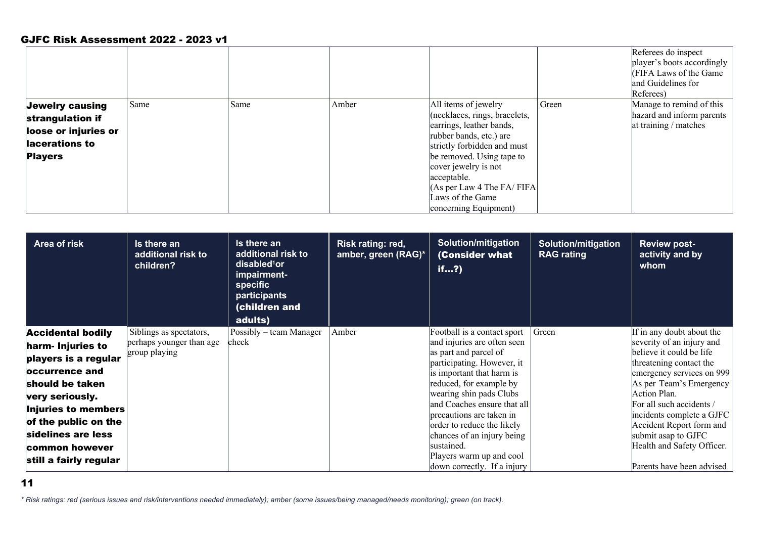| | | | | | | |
|---|---|---|---|---|---|---|
| | | | | | | Referees do inspect player's boots accordingly (FIFA Laws of the Game and Guidelines for Referees) |
| **Jewelry causing strangulation if loose or injuries or lacerations to Players** | Same | Same | Amber | All items of jewelry (necklaces, rings, bracelets, earrings, leather bands, rubber bands, etc.) are strictly forbidden and must be removed. Using tape to cover jewelry is not acceptable. (As per Law 4 The FA/ FIFA Laws of the Game concerning Equipment) | Green | Manage to remind of this hazard and inform parents at training / matches |

| Area of risk | Is there an additional risk to children? | Is there an additional risk to disabled[1]or impairment-specific participants **(children and adults)** | Risk rating: red, amber, green (RAG)* | Solution/mitigation **(Consider what if…?)** | Solution/mitigation RAG rating | Review post-activity and by whom |
|---|---|---|---|---|---|---|
| **Accidental bodily harm- Injuries to players is a regular occurrence and should be taken very seriously. Injuries to members of the public on the sidelines are less common however still a fairly regular** | Siblings as spectators, perhaps younger than age group playing | Possibly – team Manager check | Amber | Football is a contact sport and injuries are often seen as part and parcel of participating. However, it is important that harm is reduced, for example by wearing shin pads Clubs and Coaches ensure that all precautions are taken in order to reduce the likely chances of an injury being sustained. Players warm up and cool down correctly. If a injury | Green | If in any doubt about the severity of an injury and believe it could be life threatening contact the emergency services on 999 As per Team's Emergency Action Plan. For all such accidents / incidents complete a GJFC Accident Report form and submit asap to GJFC Health and Safety Officer. Parents have been advised |

*\* Risk ratings: red (serious issues and risk/interventions needed immediately); amber (some issues/being managed/needs monitoring); green (on track).*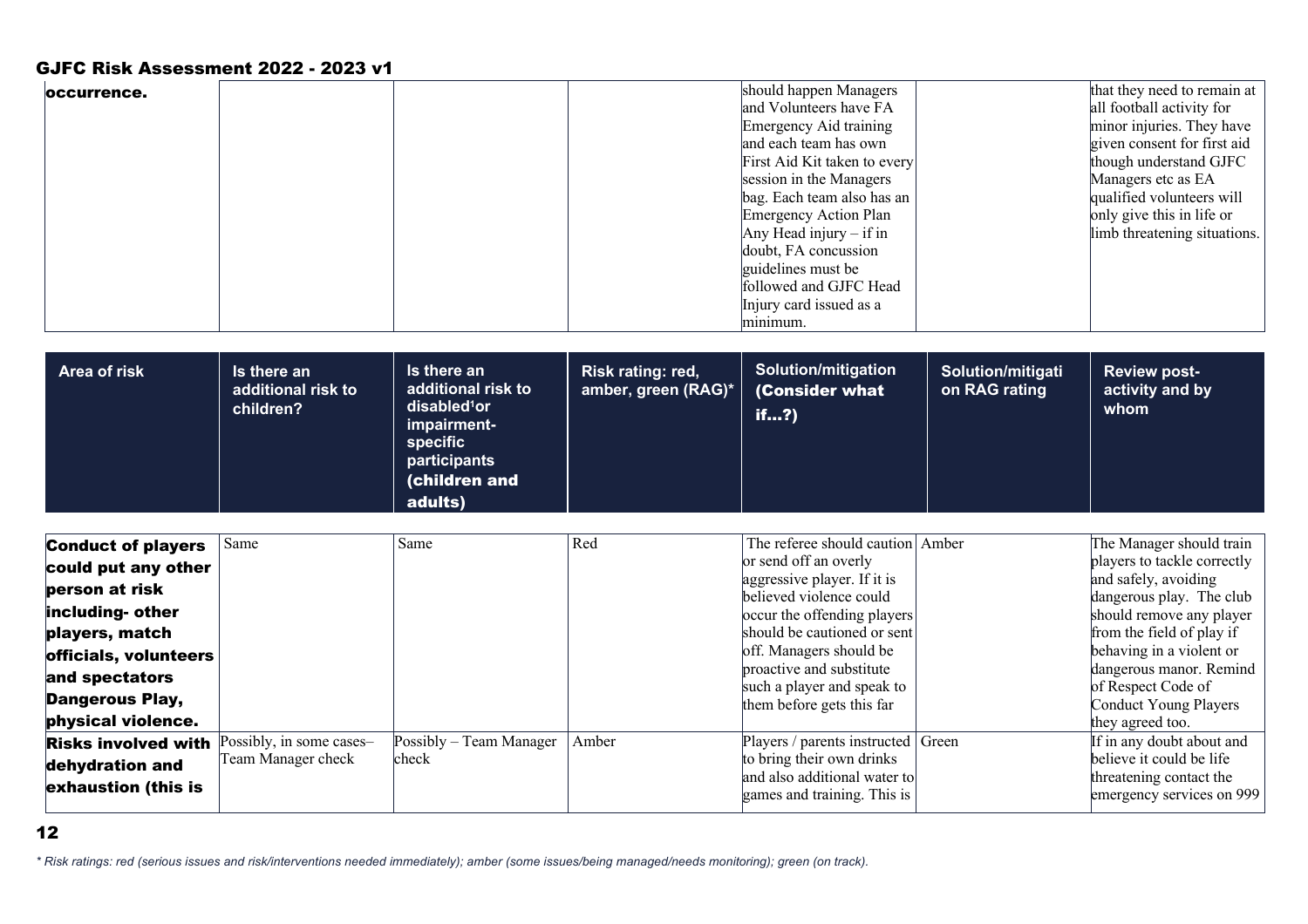| **occurrence.** | | | | should happen Managers and Volunteers have FA Emergency Aid training and each team has own First Aid Kit taken to every session in the Managers bag. Each team also has an Emergency Action Plan Any Head injury – if in doubt, FA concussion guidelines must be followed and GJFC Head Injury card issued as a minimum. | | that they need to remain at all football activity for minor injuries. They have given consent for first aid though understand GJFC Managers etc as EA qualified volunteers will only give this in life or limb threatening situations. |

| Area of risk | Is there an additional risk to children? | Is there an additional risk to disabled[1]or impairment-specific participants (children and adults) | Risk rating: red, amber, green (RAG)* | Solution/mitigation (Consider what if…?) | Solution/mitigation RAG rating | Review post-activity and by whom |
|---|---|---|---|---|---|---|
| **Conduct of players could put any other person at risk including- other players, match officials, volunteers and spectators Dangerous Play, physical violence.** | Same | Same | Red | The referee should caution or send off an overly aggressive player. If it is believed violence could occur the offending players should be cautioned or sent off. Managers should be proactive and substitute such a player and speak to them before gets this far | Amber | The Manager should train players to tackle correctly and safely, avoiding dangerous play. The club should remove any player from the field of play if behaving in a violent or dangerous manor. Remind of Respect Code of Conduct Young Players they agreed too. |
| **Risks involved with dehydration and exhaustion (this is** | Possibly, in some cases– Team Manager check | Possibly – Team Manager check | Amber | Players / parents instructed to bring their own drinks and also additional water to games and training. This is | Green | If in any doubt about and believe it could be life threatening contact the emergency services on 999 |

*\* Risk ratings: red (serious issues and risk/interventions needed immediately); amber (some issues/being managed/needs monitoring); green (on track).*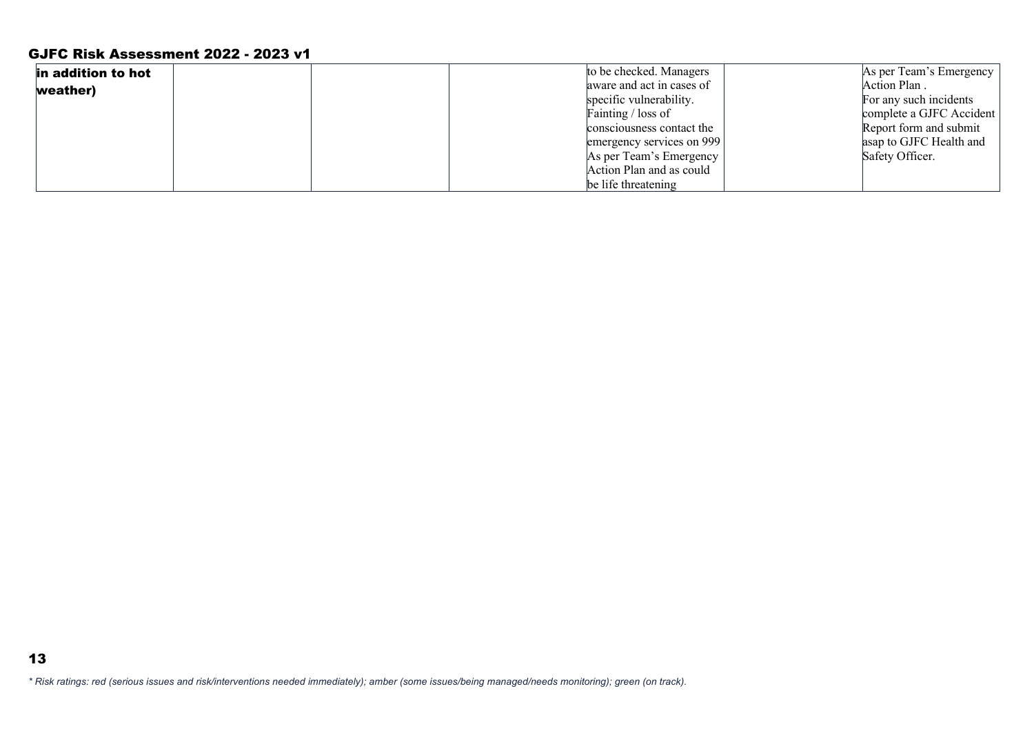## GJFC Risk Assessment 2022 - 2023 v1

| | | | | | | |
|---|---|---|---|---|---|---|
| **in addition to hot weather)** | | | | to be checked. Managers aware and act in cases of specific vulnerability. Fainting / loss of consciousness contact the emergency services on 999 As per Team's Emergency Action Plan and as could be life threatening | | As per Team's Emergency Action Plan . For any such incidents complete a GJFC Accident Report form and submit asap to GJFC Health and Safety Officer. |

*\* Risk ratings: red (serious issues and risk/interventions needed immediately); amber (some issues/being managed/needs monitoring); green (on track).*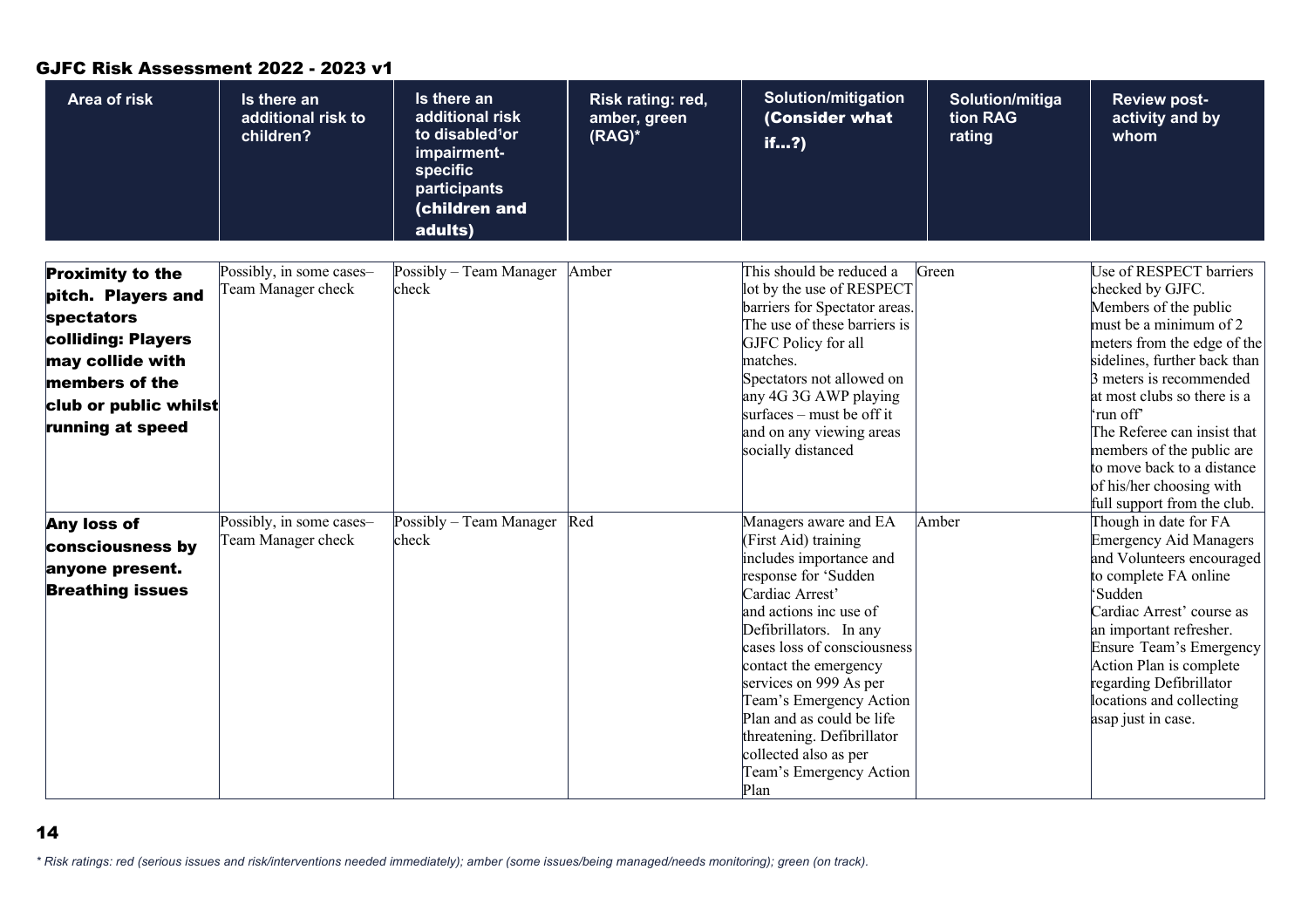## GJFC Risk Assessment 2022 - 2023 v1

| Area of risk | Is there an additional risk to children? | Is there an additional risk to disabled[1] or impairment-specific participants (children and adults) | Risk rating: red, amber, green (RAG)* | Solution/mitigation (Consider what if…?) | Solution/mitigation RAG rating | Review post-activity and by whom |
|---|---|---|---|---|---|---|
| **Proximity to the pitch. Players and spectators colliding: Players may collide with members of the club or public whilst running at speed** | Possibly, in some cases– Team Manager check | Possibly – Team Manager check | Amber | This should be reduced a lot by the use of RESPECT barriers for Spectator areas. The use of these barriers is GJFC Policy for all matches. Spectators not allowed on any 4G 3G AWP playing surfaces – must be off it and on any viewing areas socially distanced | Green | Use of RESPECT barriers checked by GJFC. Members of the public must be a minimum of 2 meters from the edge of the sidelines, further back than 3 meters is recommended at most clubs so there is a 'run off' The Referee can insist that members of the public are to move back to a distance of his/her choosing with full support from the club. |
| **Any loss of consciousness by anyone present. Breathing issues** | Possibly, in some cases– Team Manager check | Possibly – Team Manager check | Red | Managers aware and EA (First Aid) training includes importance and response for 'Sudden Cardiac Arrest' and actions inc use of Defibrillators. In any cases loss of consciousness contact the emergency services on 999 As per Team's Emergency Action Plan and as could be life threatening. Defibrillator collected also as per Team's Emergency Action Plan | Amber | Though in date for FA Emergency Aid Managers and Volunteers encouraged to complete FA online 'Sudden Cardiac Arrest' course as an important refresher. Ensure Team's Emergency Action Plan is complete regarding Defibrillator locations and collecting asap just in case. |

*\* Risk ratings: red (serious issues and risk/interventions needed immediately); amber (some issues/being managed/needs monitoring); green (on track).*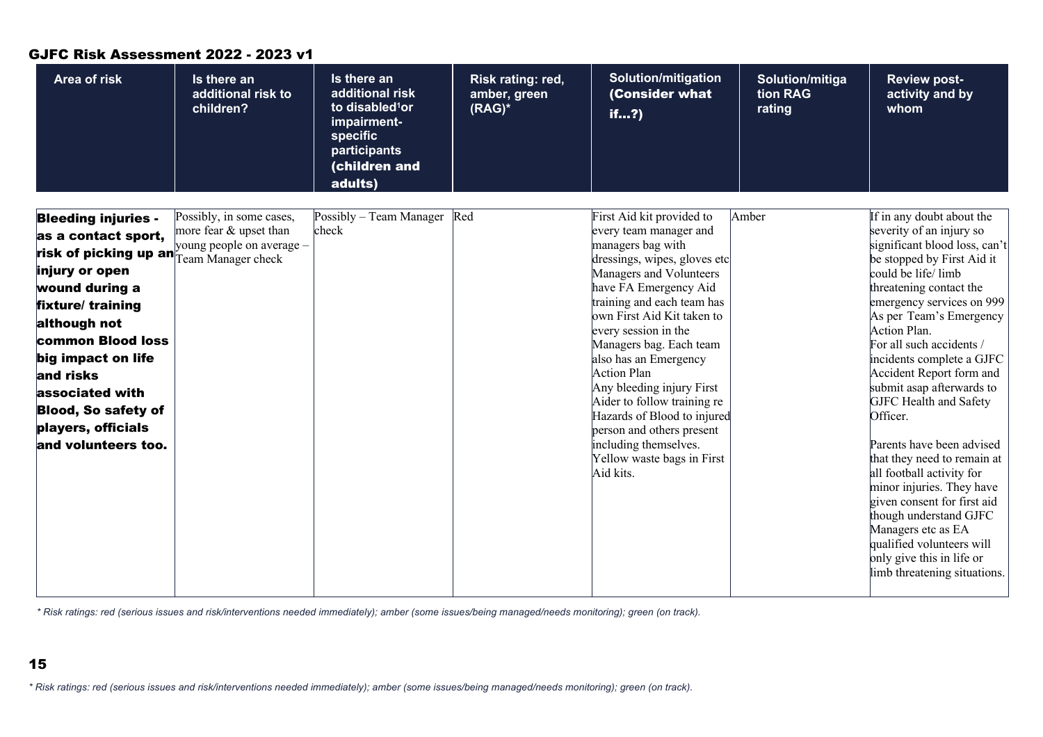## GJFC Risk Assessment 2022 - 2023 v1

| Area of risk | Is there an additional risk to children? | Is there an additional risk to disabled[1]or impairment-specific participants (children and adults) | Risk rating: red, amber, green (RAG)* | Solution/mitigation (Consider what if…?) | Solution/mitigation RAG rating | Review post-activity and by whom |
|---|---|---|---|---|---|---|
| **Bleeding injuries - as a contact sport, risk of picking up an injury or open wound during a fixture/ training although not common Blood loss big impact on life and risks associated with Blood, So safety of players, officials and volunteers too.** | Possibly, in some cases, more fear & upset than young people on average – Team Manager check | Possibly – Team Manager check | Red | First Aid kit provided to every team manager and managers bag with dressings, wipes, gloves etc Managers and Volunteers have FA Emergency Aid training and each team has own First Aid Kit taken to every session in the Managers bag. Each team also has an Emergency Action Plan<br>Any bleeding injury First Aider to follow training re Hazards of Blood to injured person and others present including themselves.<br>Yellow waste bags in First Aid kits. | Amber | If in any doubt about the severity of an injury so significant blood loss, can't be stopped by First Aid it could be life/ limb threatening contact the emergency services on 999 As per Team's Emergency Action Plan.<br>For all such accidents / incidents complete a GJFC Accident Report form and submit asap afterwards to GJFC Health and Safety Officer.<br><br>Parents have been advised that they need to remain at all football activity for minor injuries. They have given consent for first aid though understand GJFC Managers etc as EA qualified volunteers will only give this in life or limb threatening situations. |

*\* Risk ratings: red (serious issues and risk/interventions needed immediately); amber (some issues/being managed/needs monitoring); green (on track).*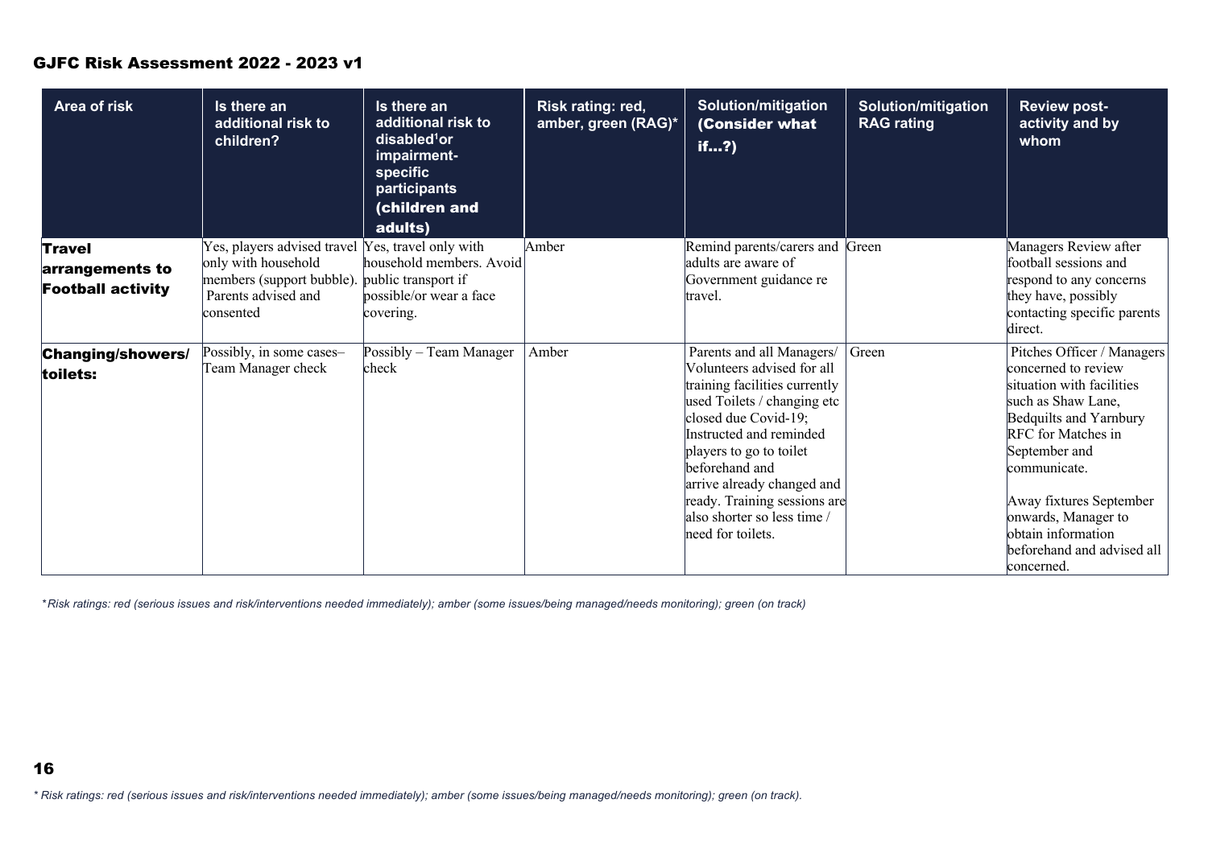## GJFC Risk Assessment 2022 - 2023 v1

| Area of risk | Is there an additional risk to children? | Is there an additional risk to disabled[1]or impairment-specific participants (children and adults) | Risk rating: red, amber, green (RAG)* | Solution/mitigation (Consider what if…?) | Solution/mitigation RAG rating | Review post-activity and by whom |
|---|---|---|---|---|---|---|
| **Travel arrangements to Football activity** | Yes, players advised travel only with household members (support bubble). Parents advised and consented | Yes, travel only with household members. Avoid public transport if possible/or wear a face covering. | Amber | Remind parents/carers and adults are aware of Government guidance re travel. | Green | Managers Review after football sessions and respond to any concerns they have, possibly contacting specific parents direct. |
| **Changing/showers/ toilets:** | Possibly, in some cases– Team Manager check | Possibly – Team Manager check | Amber | Parents and all Managers/ Volunteers advised for all training facilities currently used Toilets / changing etc closed due Covid-19; Instructed and reminded players to go to toilet beforehand and arrive already changed and ready. Training sessions are also shorter so less time / need for toilets. | Green | Pitches Officer / Managers concerned to review situation with facilities such as Shaw Lane, Bedquilts and Yarnbury RFC for Matches in September and communicate.<br><br>Away fixtures September onwards, Manager to obtain information beforehand and advised all concerned. |

*\*Risk ratings: red (serious issues and risk/interventions needed immediately); amber (some issues/being managed/needs monitoring); green (on track)*

*\* Risk ratings: red (serious issues and risk/interventions needed immediately); amber (some issues/being managed/needs monitoring); green (on track).*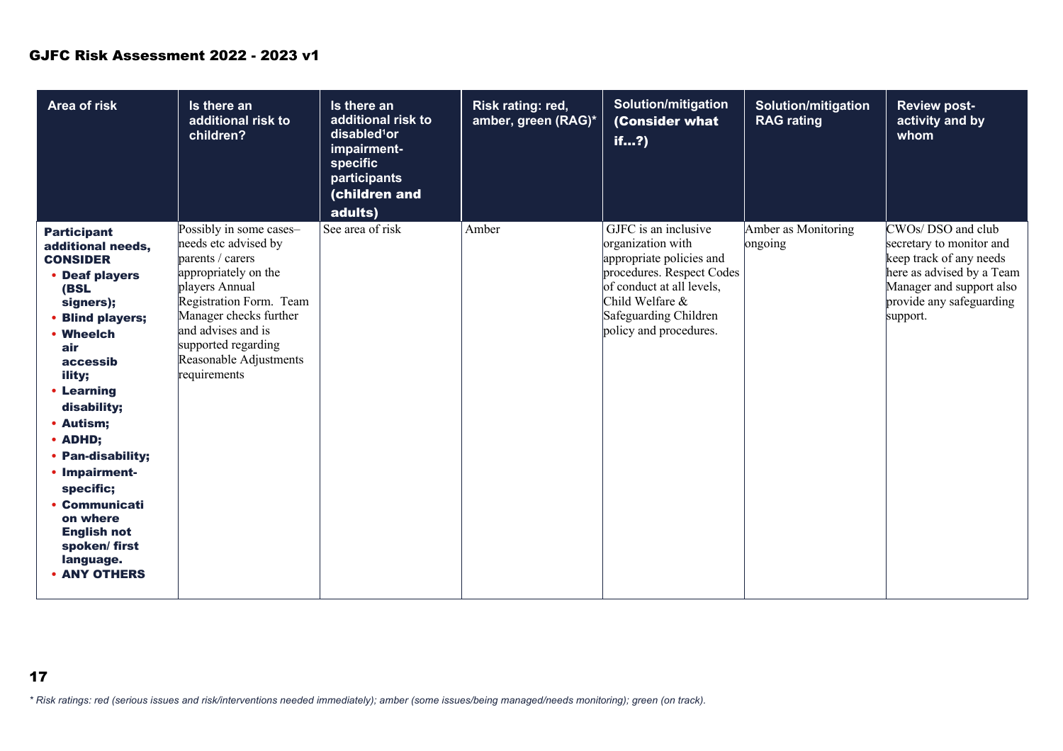## GJFC Risk Assessment 2022 - 2023 v1

| Area of risk | Is there an additional risk to children? | Is there an additional risk to disabled[1] or impairment-specific participants (children and adults) | Risk rating: red, amber, green (RAG)* | Solution/mitigation (Consider what if…?) | Solution/mitigation RAG rating | Review post-activity and by whom |
|---|---|---|---|---|---|---|
| **Participant additional needs, CONSIDER**<br>• **Deaf players (BSL signers);**<br>• **Blind players;**<br>• **Wheelchair accessibility;**<br>• **Learning disability;**<br>• **Autism;**<br>• **ADHD;**<br>• **Pan-disability;**<br>• **Impairment-specific;**<br>• **Communication where English not spoken/ first language.**<br>• **ANY OTHERS** | Possibly in some cases– needs etc advised by parents / carers appropriately on the players Annual Registration Form. Team Manager checks further and advises and is supported regarding Reasonable Adjustments requirements | See area of risk | Amber | GJFC is an inclusive organization with appropriate policies and procedures. Respect Codes of conduct at all levels, Child Welfare & Safeguarding Children policy and procedures. | Amber as Monitoring ongoing | CWOs/ DSO and club secretary to monitor and keep track of any needs here as advised by a Team Manager and support also provide any safeguarding support. |

*\* Risk ratings: red (serious issues and risk/interventions needed immediately); amber (some issues/being managed/needs monitoring); green (on track).*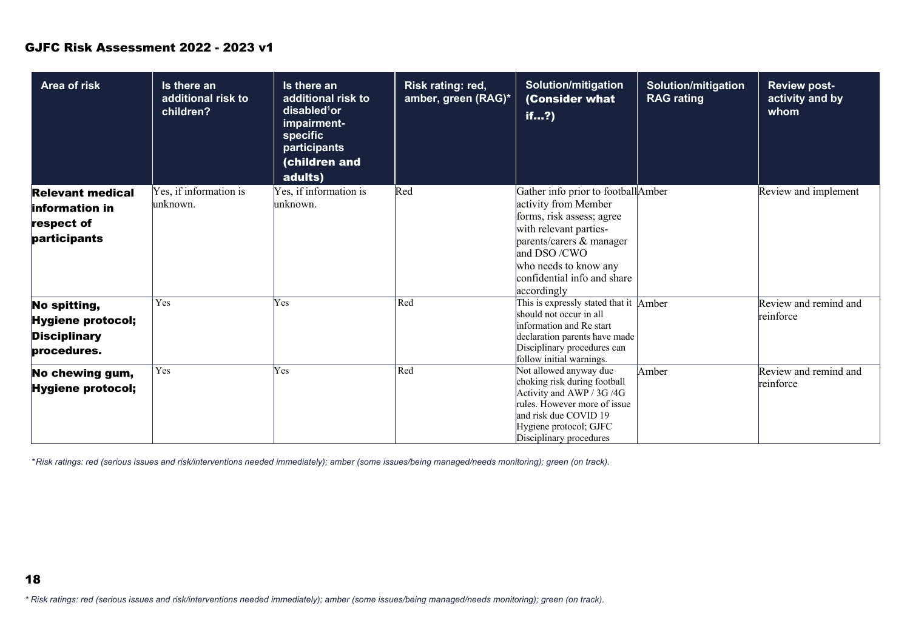## GJFC Risk Assessment 2022 - 2023 v1

| Area of risk | Is there an additional risk to children? | Is there an additional risk to disabled[1]or impairment-specific participants (children and adults) | Risk rating: red, amber, green (RAG)* | Solution/mitigation (Consider what if...?) | Solution/mitigation RAG rating | Review post-activity and by whom |
|---|---|---|---|---|---|---|
| **Relevant medical information in respect of participants** | Yes, if information is unknown. | Yes, if information is unknown. | Red | Gather info prior to football activity from Member forms, risk assess; agree with relevant parties- parents/carers & manager and DSO /CWO who needs to know any confidential info and share accordingly | Amber | Review and implement |
| **No spitting, Hygiene protocol; Disciplinary procedures.** | Yes | Yes | Red | This is expressly stated that it should not occur in all information and Re start declaration parents have made Disciplinary procedures can follow initial warnings. | Amber | Review and remind and reinforce |
| **No chewing gum, Hygiene protocol;** | Yes | Yes | Red | Not allowed anyway due choking risk during football Activity and AWP / 3G /4G rules. However more of issue and risk due COVID 19 Hygiene protocol; GJFC Disciplinary procedures | Amber | Review and remind and reinforce |

*\*Risk ratings: red (serious issues and risk/interventions needed immediately); amber (some issues/being managed/needs monitoring); green (on track).*

*\* Risk ratings: red (serious issues and risk/interventions needed immediately); amber (some issues/being managed/needs monitoring); green (on track).*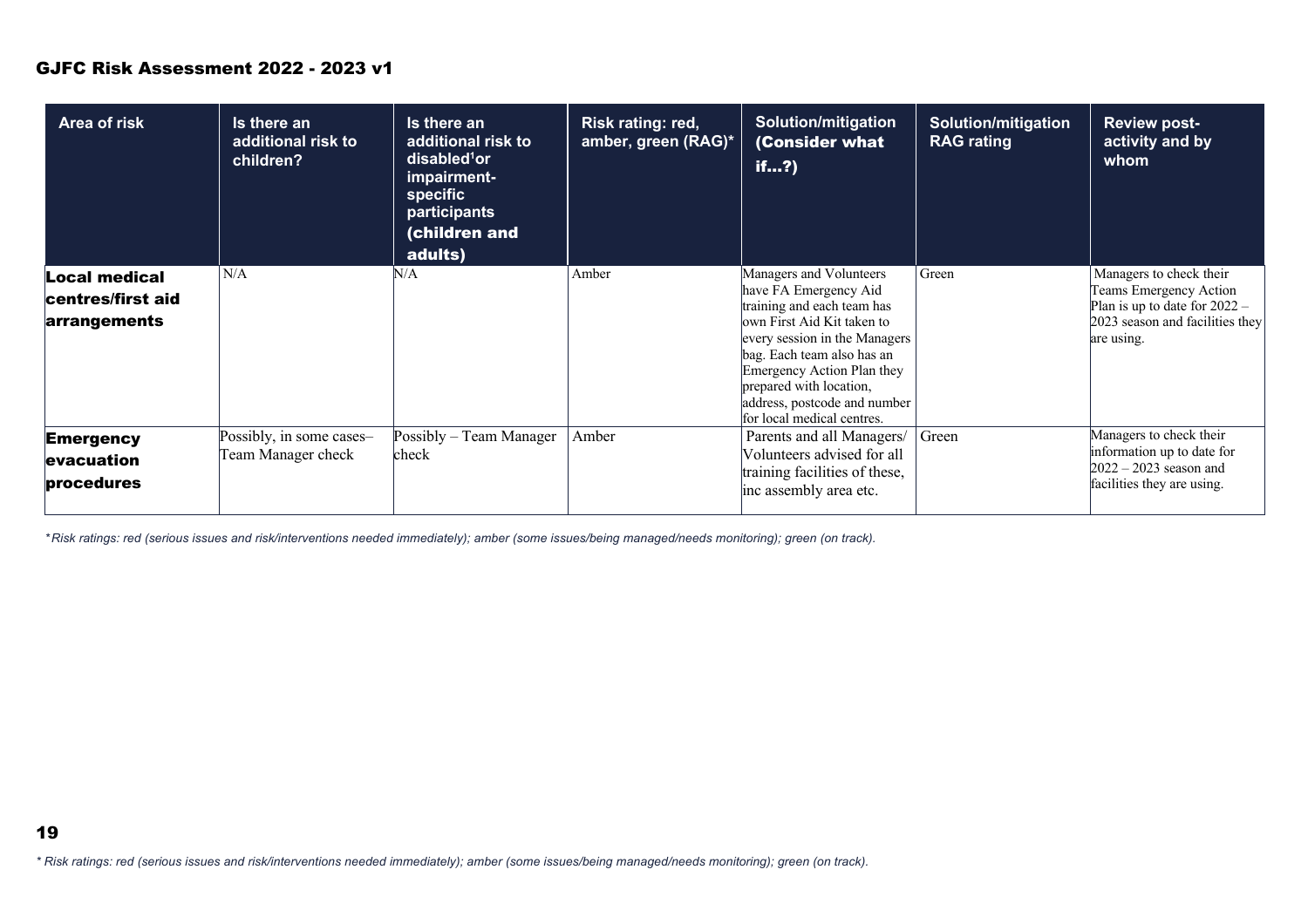## GJFC Risk Assessment 2022 - 2023 v1

| Area of risk | Is there an additional risk to children? | Is there an additional risk to disabled[1] or impairment-specific participants (children and adults) | Risk rating: red, amber, green (RAG)* | Solution/mitigation (Consider what if...?) | Solution/mitigation RAG rating | Review post-activity and by whom |
|---|---|---|---|---|---|---|
| **Local medical centres/first aid arrangements** | N/A | N/A | Amber | Managers and Volunteers have FA Emergency Aid training and each team has own First Aid Kit taken to every session in the Managers bag. Each team also has an Emergency Action Plan they prepared with location, address, postcode and number for local medical centres. | Green | Managers to check their Teams Emergency Action Plan is up to date for 2022 – 2023 season and facilities they are using. |
| **Emergency evacuation procedures** | Possibly, in some cases– Team Manager check | Possibly – Team Manager check | Amber | Parents and all Managers/ Volunteers advised for all training facilities of these, inc assembly area etc. | Green | Managers to check their information up to date for 2022 – 2023 season and facilities they are using. |

*\*Risk ratings: red (serious issues and risk/interventions needed immediately); amber (some issues/being managed/needs monitoring); green (on track).*

*\* Risk ratings: red (serious issues and risk/interventions needed immediately); amber (some issues/being managed/needs monitoring); green (on track).*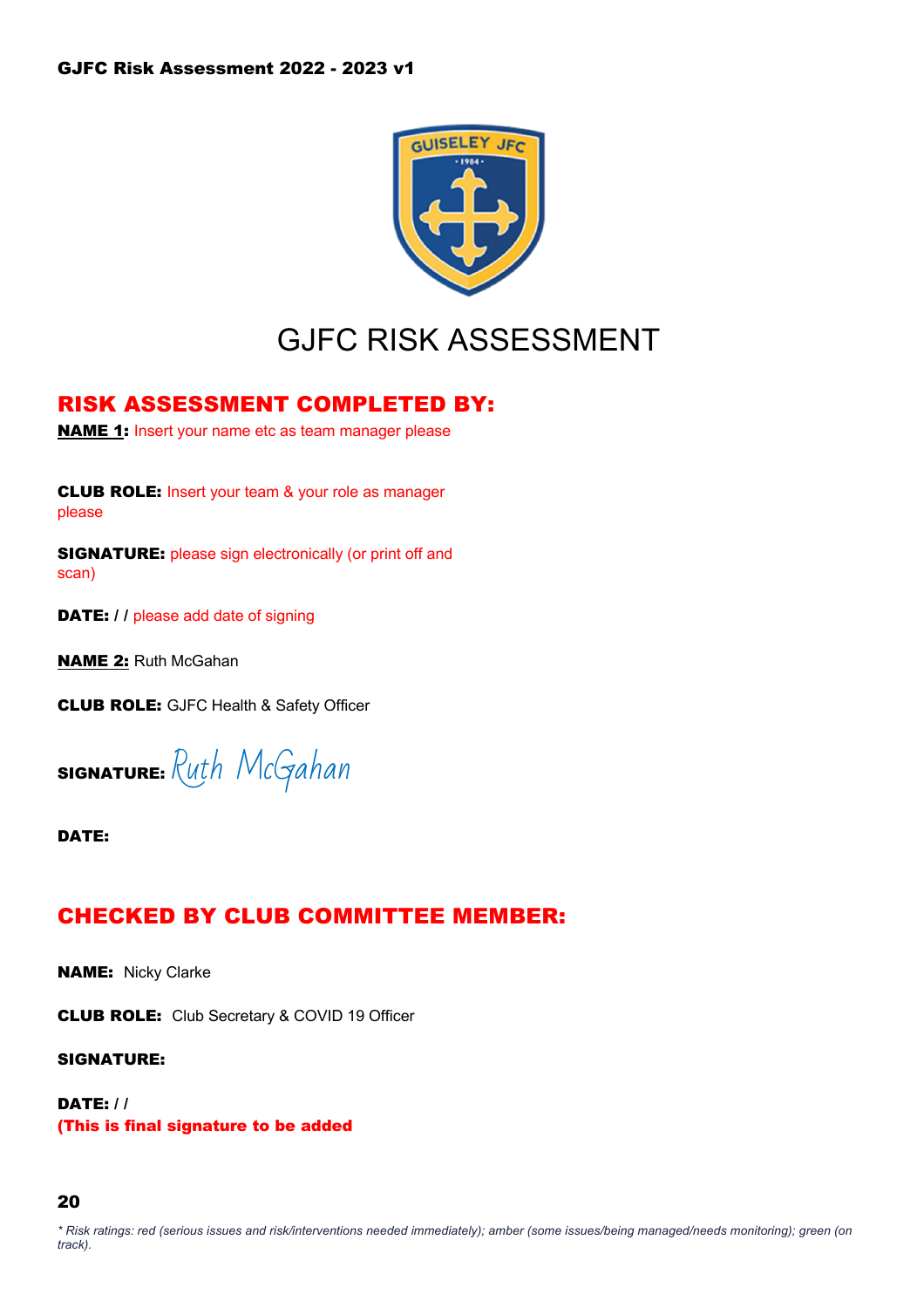# GJFC RISK ASSESSMENT

## RISK ASSESSMENT COMPLETED BY:

**NAME 1:** Insert your name etc as team manager please

**CLUB ROLE:** Insert your team & your role as manager please

**SIGNATURE:** please sign electronically (or print off and scan)

**DATE: / /** please add date of signing

**NAME 2:** Ruth McGahan

**CLUB ROLE:** GJFC Health & Safety Officer

**SIGNATURE:** Ruth McGahan

**DATE:**

## CHECKED BY CLUB COMMITTEE MEMBER:

**NAME:** Nicky Clarke

**CLUB ROLE:** Club Secretary & COVID 19 Officer

**SIGNATURE:**

**DATE: / /**
**(This is final signature to be added**

*\* Risk ratings: red (serious issues and risk/interventions needed immediately); amber (some issues/being managed/needs monitoring); green (on track).*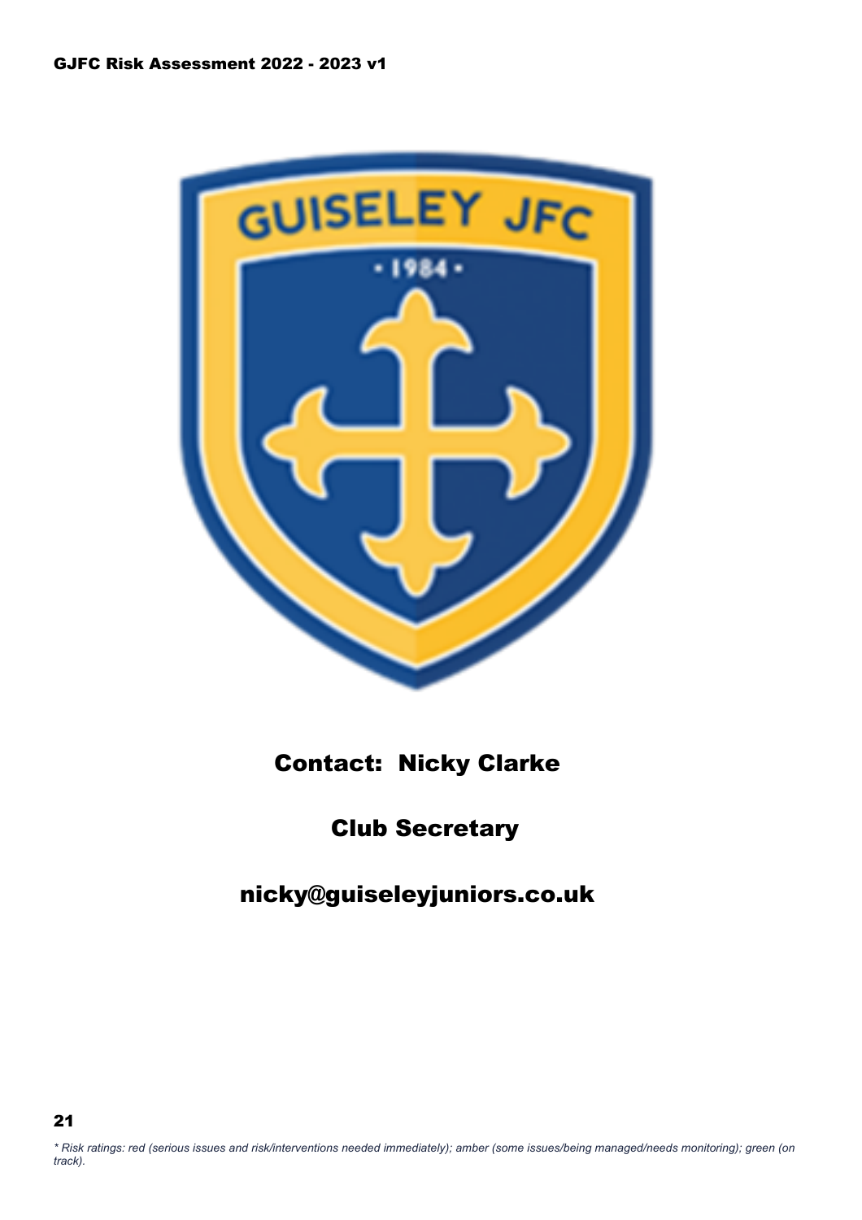Contact: Nicky Clarke

Club Secretary

nicky@guiseleyjuniors.co.uk

*\* Risk ratings: red (serious issues and risk/interventions needed immediately); amber (some issues/being managed/needs monitoring); green (on track).*